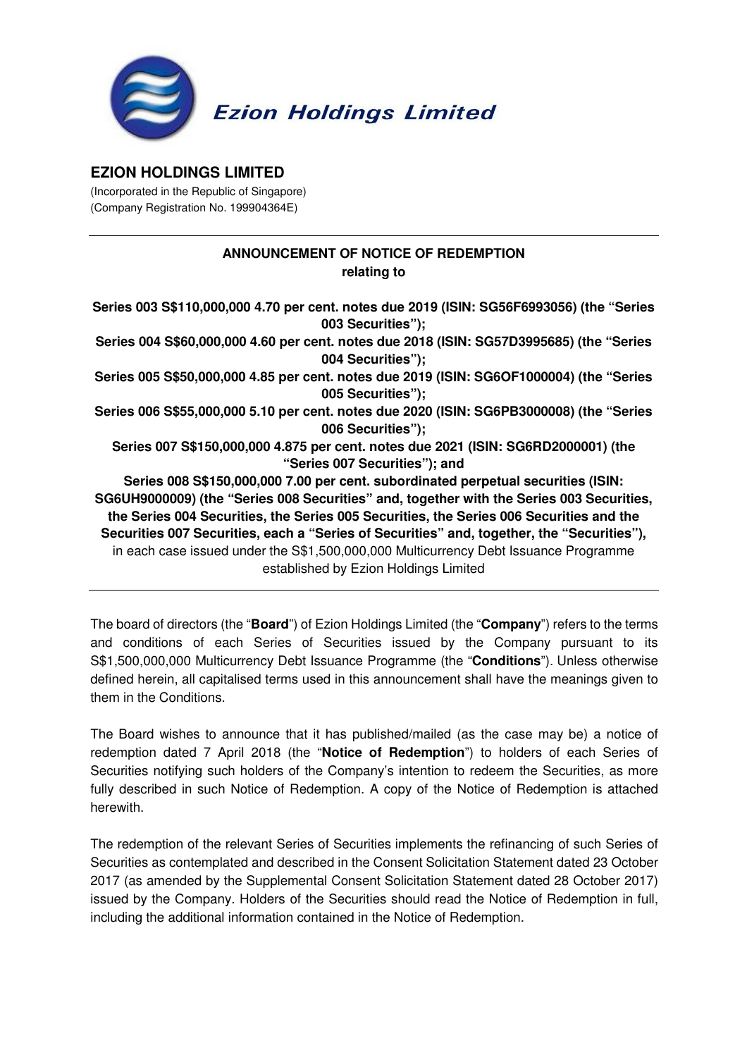Ezion Holdings Limited

# EZION HOLDINGS LIMITED

(Incorporated in the Republic of Singapore)
(Company Registration No. 199904364E)

---

**ANNOUNCEMENT OF NOTICE OF REDEMPTION**
**relating to**

**Series 003 S$110,000,000 4.70 per cent. notes due 2019 (ISIN: SG56F6993056) (the "Series 003 Securities");**
**Series 004 S$60,000,000 4.60 per cent. notes due 2018 (ISIN: SG57D3995685) (the "Series 004 Securities");**
**Series 005 S$50,000,000 4.85 per cent. notes due 2019 (ISIN: SG6OF1000004) (the "Series 005 Securities");**
**Series 006 S$55,000,000 5.10 per cent. notes due 2020 (ISIN: SG6PB3000008) (the "Series 006 Securities");**
**Series 007 S$150,000,000 4.875 per cent. notes due 2021 (ISIN: SG6RD2000001) (the "Series 007 Securities"); and**
**Series 008 S$150,000,000 7.00 per cent. subordinated perpetual securities (ISIN: SG6UH9000009) (the "Series 008 Securities" and, together with the Series 003 Securities, the Series 004 Securities, the Series 005 Securities, the Series 006 Securities and the Securities 007 Securities, each a "Series of Securities" and, together, the "Securities"),**
in each case issued under the S$1,500,000,000 Multicurrency Debt Issuance Programme established by Ezion Holdings Limited

---

The board of directors (the "**Board**") of Ezion Holdings Limited (the "**Company**") refers to the terms and conditions of each Series of Securities issued by the Company pursuant to its S$1,500,000,000 Multicurrency Debt Issuance Programme (the "**Conditions**"). Unless otherwise defined herein, all capitalised terms used in this announcement shall have the meanings given to them in the Conditions.

The Board wishes to announce that it has published/mailed (as the case may be) a notice of redemption dated 7 April 2018 (the "**Notice of Redemption**") to holders of each Series of Securities notifying such holders of the Company's intention to redeem the Securities, as more fully described in such Notice of Redemption. A copy of the Notice of Redemption is attached herewith.

The redemption of the relevant Series of Securities implements the refinancing of such Series of Securities as contemplated and described in the Consent Solicitation Statement dated 23 October 2017 (as amended by the Supplemental Consent Solicitation Statement dated 28 October 2017) issued by the Company. Holders of the Securities should read the Notice of Redemption in full, including the additional information contained in the Notice of Redemption.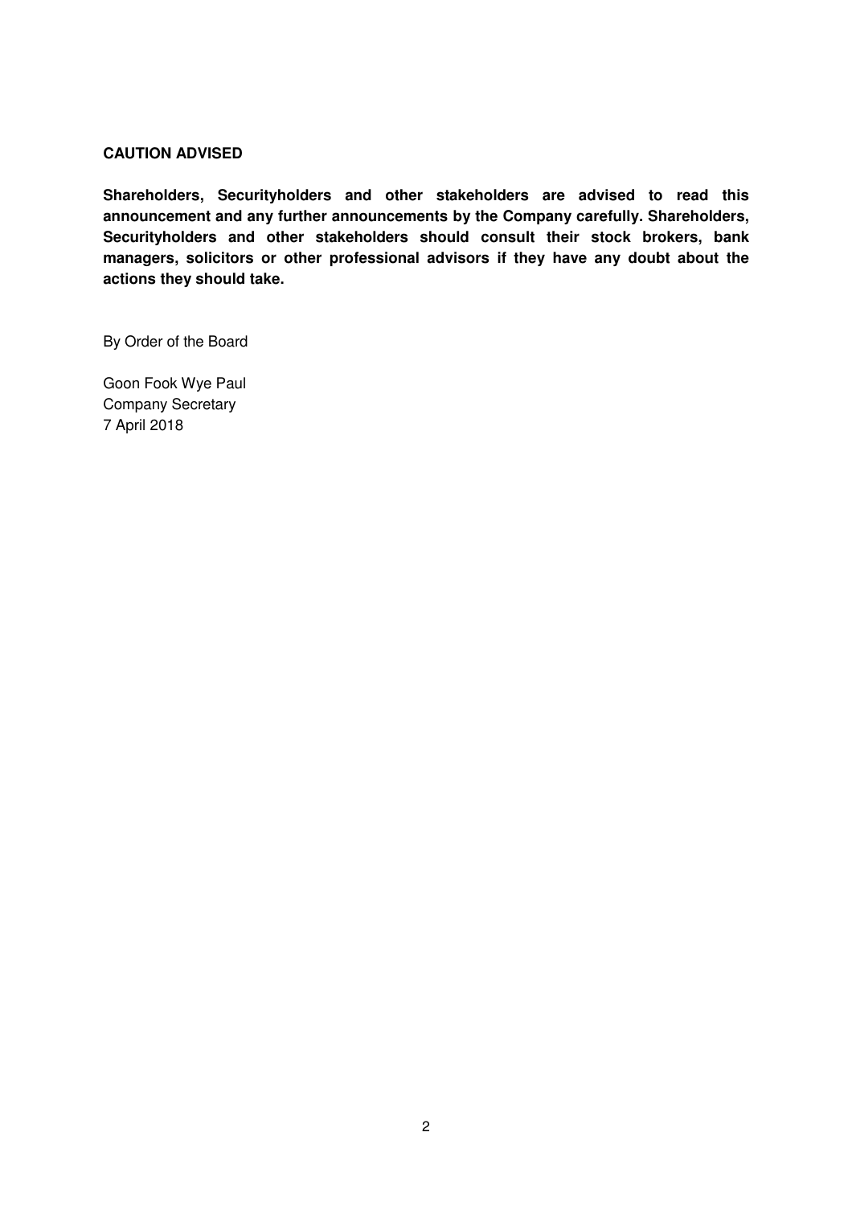**CAUTION ADVISED**

**Shareholders, Securityholders and other stakeholders are advised to read this announcement and any further announcements by the Company carefully. Shareholders, Securityholders and other stakeholders should consult their stock brokers, bank managers, solicitors or other professional advisors if they have any doubt about the actions they should take.**

By Order of the Board

Goon Fook Wye Paul
Company Secretary
7 April 2018